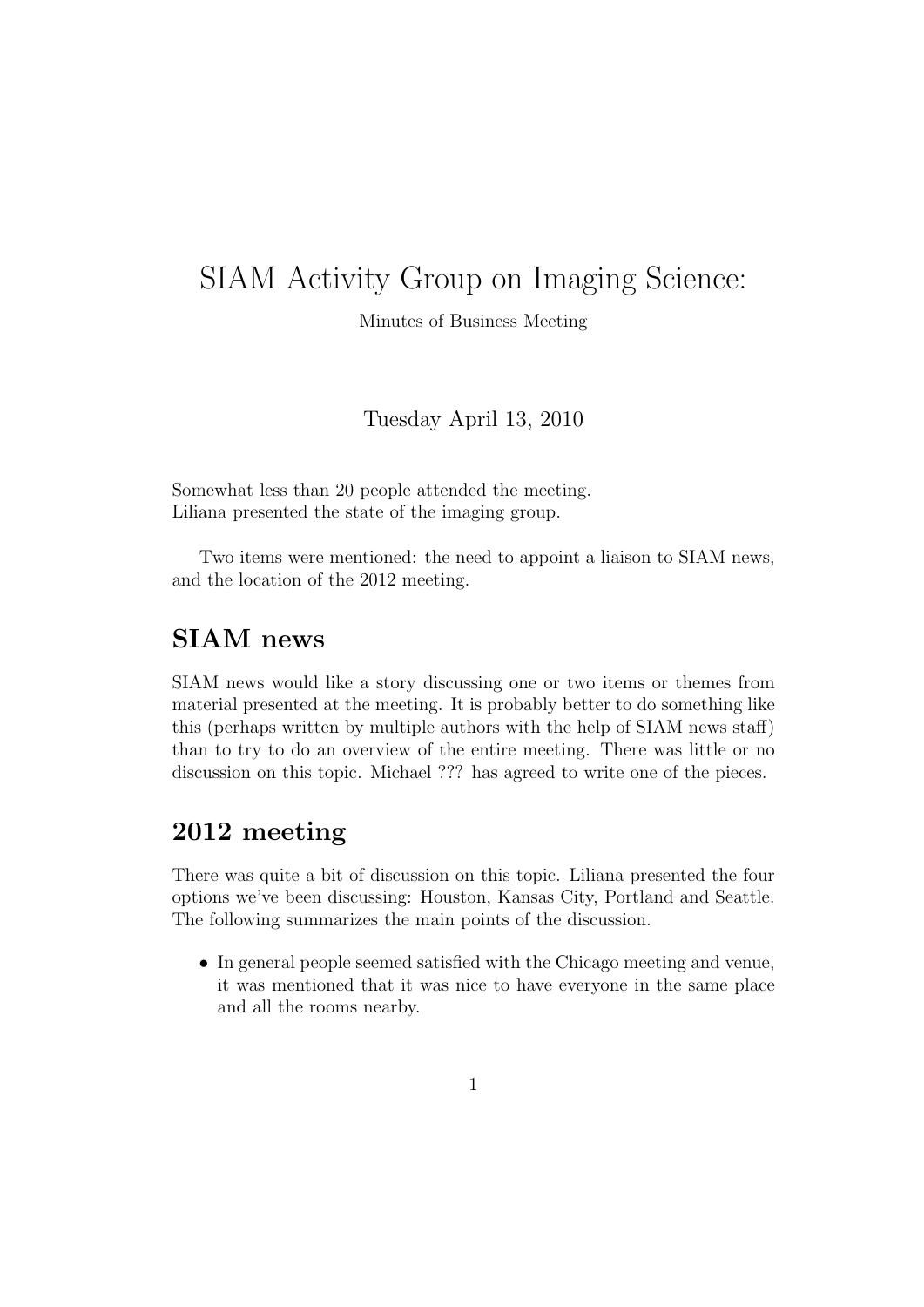# SIAM Activity Group on Imaging Science:

Minutes of Business Meeting

Tuesday April 13, 2010

Somewhat less than 20 people attended the meeting.
Liliana presented the state of the imaging group.

Two items were mentioned: the need to appoint a liaison to SIAM news, and the location of the 2012 meeting.

## SIAM news

SIAM news would like a story discussing one or two items or themes from material presented at the meeting. It is probably better to do something like this (perhaps written by multiple authors with the help of SIAM news staff) than to try to do an overview of the entire meeting. There was little or no discussion on this topic. Michael ??? has agreed to write one of the pieces.

## 2012 meeting

There was quite a bit of discussion on this topic. Liliana presented the four options we've been discussing: Houston, Kansas City, Portland and Seattle. The following summarizes the main points of the discussion.

- In general people seemed satisfied with the Chicago meeting and venue, it was mentioned that it was nice to have everyone in the same place and all the rooms nearby.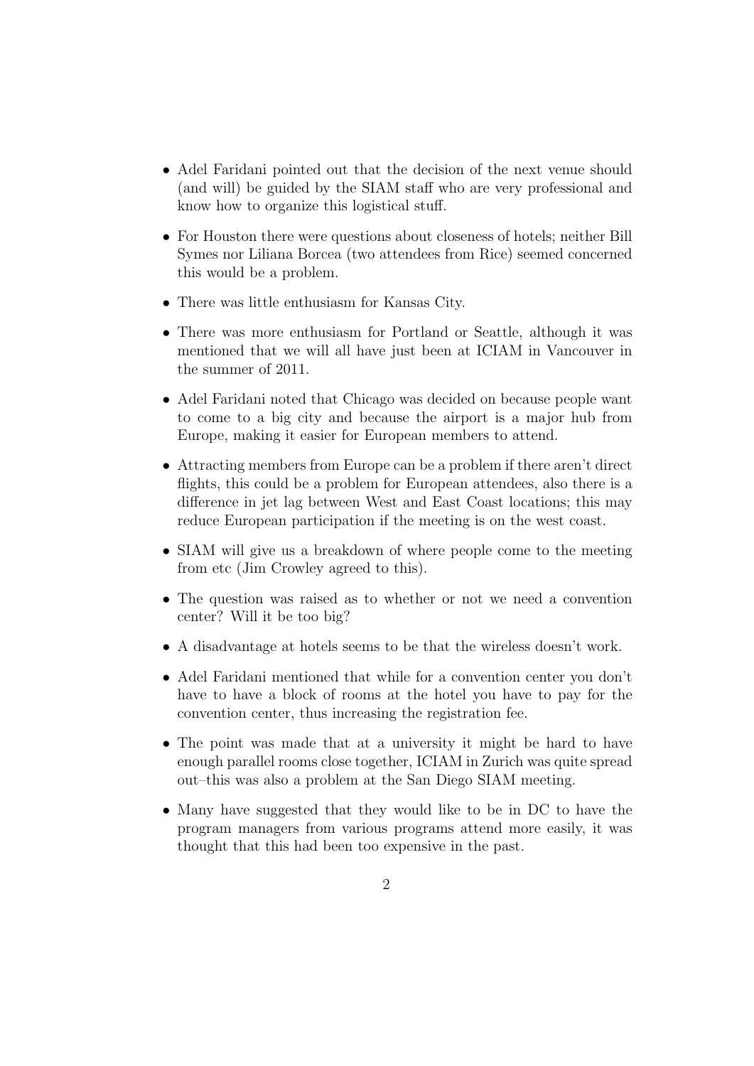- Adel Faridani pointed out that the decision of the next venue should (and will) be guided by the SIAM staff who are very professional and know how to organize this logistical stuff.
- For Houston there were questions about closeness of hotels; neither Bill Symes nor Liliana Borcea (two attendees from Rice) seemed concerned this would be a problem.
- There was little enthusiasm for Kansas City.
- There was more enthusiasm for Portland or Seattle, although it was mentioned that we will all have just been at ICIAM in Vancouver in the summer of 2011.
- Adel Faridani noted that Chicago was decided on because people want to come to a big city and because the airport is a major hub from Europe, making it easier for European members to attend.
- Attracting members from Europe can be a problem if there aren't direct flights, this could be a problem for European attendees, also there is a difference in jet lag between West and East Coast locations; this may reduce European participation if the meeting is on the west coast.
- SIAM will give us a breakdown of where people come to the meeting from etc (Jim Crowley agreed to this).
- The question was raised as to whether or not we need a convention center? Will it be too big?
- A disadvantage at hotels seems to be that the wireless doesn't work.
- Adel Faridani mentioned that while for a convention center you don't have to have a block of rooms at the hotel you have to pay for the convention center, thus increasing the registration fee.
- The point was made that at a university it might be hard to have enough parallel rooms close together, ICIAM in Zurich was quite spread out–this was also a problem at the San Diego SIAM meeting.
- Many have suggested that they would like to be in DC to have the program managers from various programs attend more easily, it was thought that this had been too expensive in the past.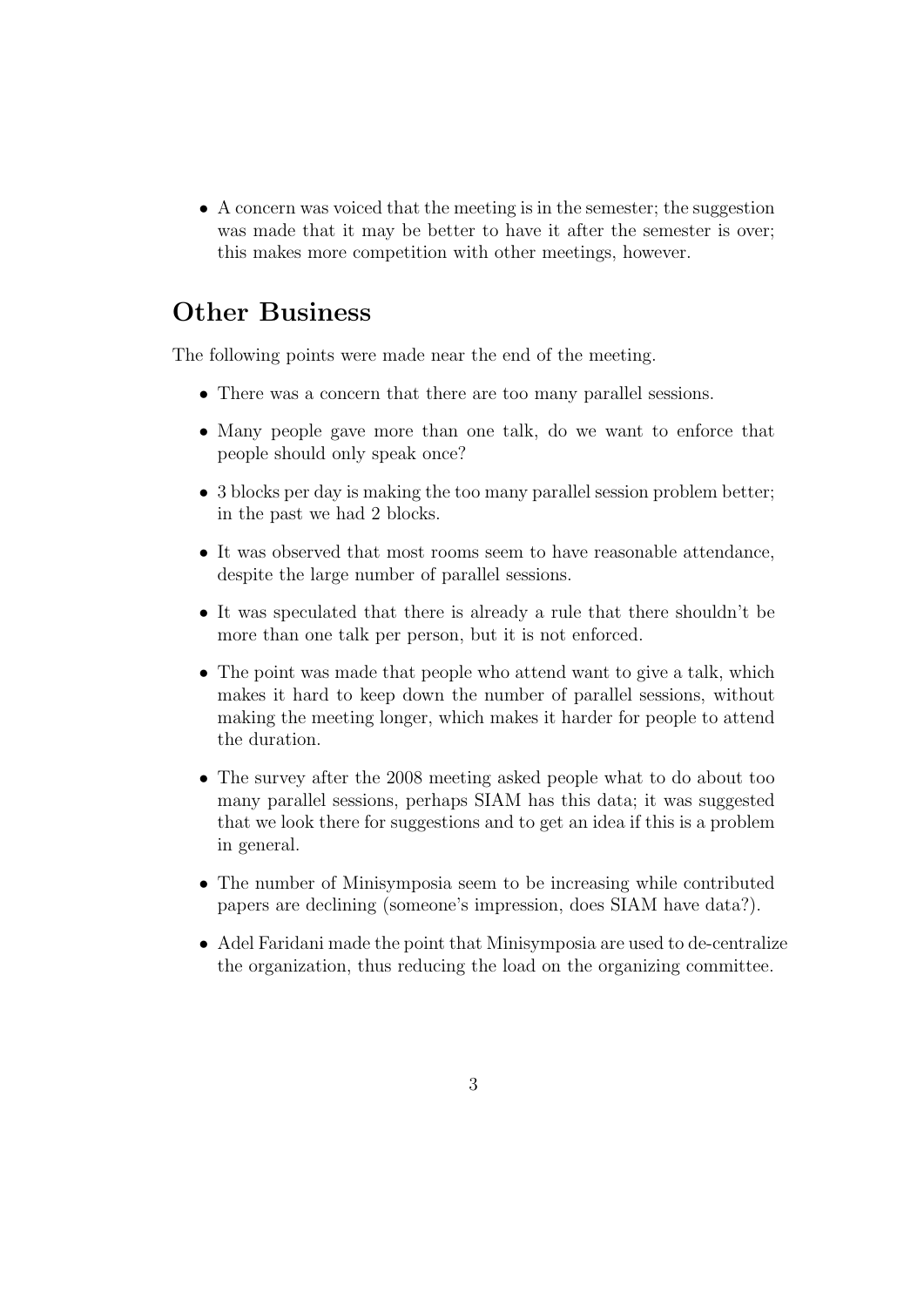- A concern was voiced that the meeting is in the semester; the suggestion was made that it may be better to have it after the semester is over; this makes more competition with other meetings, however.

## Other Business

The following points were made near the end of the meeting.

- There was a concern that there are too many parallel sessions.
- Many people gave more than one talk, do we want to enforce that people should only speak once?
- 3 blocks per day is making the too many parallel session problem better; in the past we had 2 blocks.
- It was observed that most rooms seem to have reasonable attendance, despite the large number of parallel sessions.
- It was speculated that there is already a rule that there shouldn't be more than one talk per person, but it is not enforced.
- The point was made that people who attend want to give a talk, which makes it hard to keep down the number of parallel sessions, without making the meeting longer, which makes it harder for people to attend the duration.
- The survey after the 2008 meeting asked people what to do about too many parallel sessions, perhaps SIAM has this data; it was suggested that we look there for suggestions and to get an idea if this is a problem in general.
- The number of Minisymposia seem to be increasing while contributed papers are declining (someone's impression, does SIAM have data?).
- Adel Faridani made the point that Minisymposia are used to de-centralize the organization, thus reducing the load on the organizing committee.